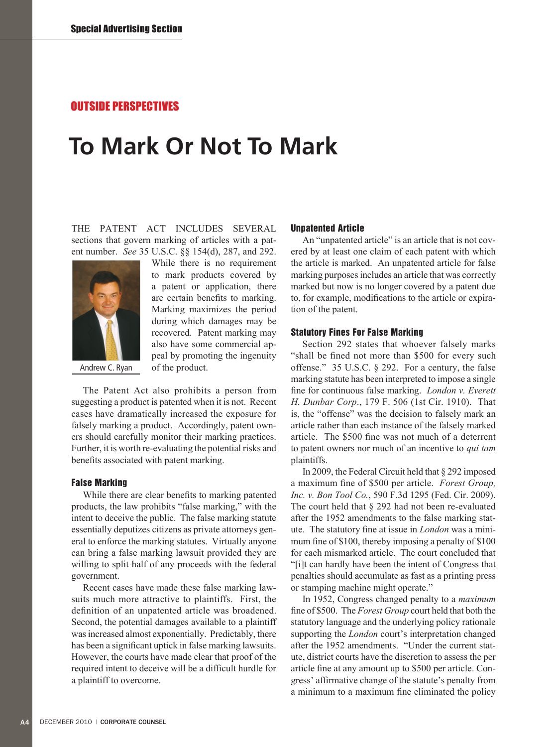Special Advertising Section

OUTSIDE PERSPECTIVES

# To Mark Or Not To Mark

THE PATENT ACT INCLUDES SEVERAL sections that govern marking of articles with a patent number. *See* 35 U.S.C. §§ 154(d), 287, and 292. While there is no requirement to mark products covered by a patent or application, there are certain benefits to marking. Marking maximizes the period during which damages may be recovered. Patent marking may also have some commercial appeal by promoting the ingenuity of the product.

Andrew C. Ryan

The Patent Act also prohibits a person from suggesting a product is patented when it is not. Recent cases have dramatically increased the exposure for falsely marking a product. Accordingly, patent owners should carefully monitor their marking practices. Further, it is worth re-evaluating the potential risks and benefits associated with patent marking.

### False Marking

While there are clear benefits to marking patented products, the law prohibits "false marking," with the intent to deceive the public. The false marking statute essentially deputizes citizens as private attorneys general to enforce the marking statutes. Virtually anyone can bring a false marking lawsuit provided they are willing to split half of any proceeds with the federal government.

Recent cases have made these false marking lawsuits much more attractive to plaintiffs. First, the definition of an unpatented article was broadened. Second, the potential damages available to a plaintiff was increased almost exponentially. Predictably, there has been a significant uptick in false marking lawsuits. However, the courts have made clear that proof of the required intent to deceive will be a difficult hurdle for a plaintiff to overcome.

### Unpatented Article

An "unpatented article" is an article that is not covered by at least one claim of each patent with which the article is marked. An unpatented article for false marking purposes includes an article that was correctly marked but now is no longer covered by a patent due to, for example, modifications to the article or expiration of the patent.

### Statutory Fines For False Marking

Section 292 states that whoever falsely marks "shall be fined not more than $500 for every such offense." 35 U.S.C. § 292. For a century, the false marking statute has been interpreted to impose a single fine for continuous false marking. *London v. Everett H. Dunbar Corp*., 179 F. 506 (1st Cir. 1910). That is, the "offense" was the decision to falsely mark an article rather than each instance of the falsely marked article. The $500 fine was not much of a deterrent to patent owners nor much of an incentive to *qui tam* plaintiffs.

In 2009, the Federal Circuit held that § 292 imposed a maximum fine of $500 per article. *Forest Group, Inc. v. Bon Tool Co.*, 590 F.3d 1295 (Fed. Cir. 2009). The court held that § 292 had not been re-evaluated after the 1952 amendments to the false marking statute. The statutory fine at issue in *London* was a minimum fine of $100, thereby imposing a penalty of $100 for each mismarked article. The court concluded that "[i]t can hardly have been the intent of Congress that penalties should accumulate as fast as a printing press or stamping machine might operate."

In 1952, Congress changed penalty to a *maximum* fine of $500. The *Forest Group* court held that both the statutory language and the underlying policy rationale supporting the *London* court's interpretation changed after the 1952 amendments. "Under the current statute, district courts have the discretion to assess the per article fine at any amount up to $500 per article. Congress' affirmative change of the statute's penalty from a minimum to a maximum fine eliminated the policy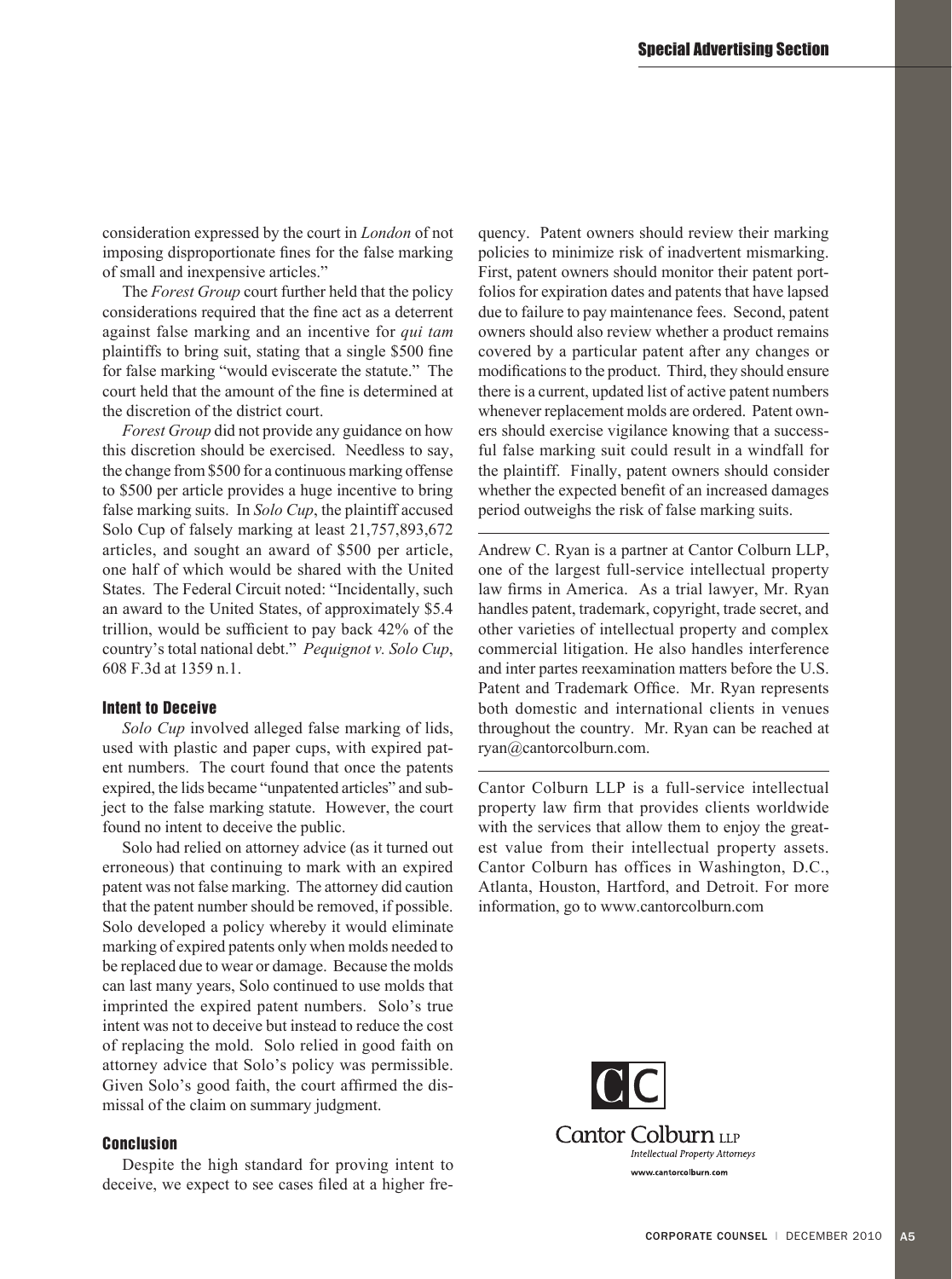consideration expressed by the court in *London* of not imposing disproportionate fines for the false marking of small and inexpensive articles."

The *Forest Group* court further held that the policy considerations required that the fine act as a deterrent against false marking and an incentive for *qui tam* plaintiffs to bring suit, stating that a single $500 fine for false marking "would eviscerate the statute." The court held that the amount of the fine is determined at the discretion of the district court.

*Forest Group* did not provide any guidance on how this discretion should be exercised. Needless to say, the change from $500 for a continuous marking offense to $500 per article provides a huge incentive to bring false marking suits. In *Solo Cup*, the plaintiff accused Solo Cup of falsely marking at least 21,757,893,672 articles, and sought an award of $500 per article, one half of which would be shared with the United States. The Federal Circuit noted: "Incidentally, such an award to the United States, of approximately $5.4 trillion, would be sufficient to pay back 42% of the country's total national debt." *Pequignot v. Solo Cup*, 608 F.3d at 1359 n.1.

### Intent to Deceive

*Solo Cup* involved alleged false marking of lids, used with plastic and paper cups, with expired patent numbers. The court found that once the patents expired, the lids became "unpatented articles" and subject to the false marking statute. However, the court found no intent to deceive the public.

Solo had relied on attorney advice (as it turned out erroneous) that continuing to mark with an expired patent was not false marking. The attorney did caution that the patent number should be removed, if possible. Solo developed a policy whereby it would eliminate marking of expired patents only when molds needed to be replaced due to wear or damage. Because the molds can last many years, Solo continued to use molds that imprinted the expired patent numbers. Solo's true intent was not to deceive but instead to reduce the cost of replacing the mold. Solo relied in good faith on attorney advice that Solo's policy was permissible. Given Solo's good faith, the court affirmed the dismissal of the claim on summary judgment.

### Conclusion

Despite the high standard for proving intent to deceive, we expect to see cases filed at a higher frequency. Patent owners should review their marking policies to minimize risk of inadvertent mismarking. First, patent owners should monitor their patent portfolios for expiration dates and patents that have lapsed due to failure to pay maintenance fees. Second, patent owners should also review whether a product remains covered by a particular patent after any changes or modifications to the product. Third, they should ensure there is a current, updated list of active patent numbers whenever replacement molds are ordered. Patent owners should exercise vigilance knowing that a successful false marking suit could result in a windfall for the plaintiff. Finally, patent owners should consider whether the expected benefit of an increased damages period outweighs the risk of false marking suits.

---

Andrew C. Ryan is a partner at Cantor Colburn LLP, one of the largest full-service intellectual property law firms in America. As a trial lawyer, Mr. Ryan handles patent, trademark, copyright, trade secret, and other varieties of intellectual property and complex commercial litigation. He also handles interference and inter partes reexamination matters before the U.S. Patent and Trademark Office. Mr. Ryan represents both domestic and international clients in venues throughout the country. Mr. Ryan can be reached at ryan@cantorcolburn.com.

---

Cantor Colburn LLP is a full-service intellectual property law firm that provides clients worldwide with the services that allow them to enjoy the greatest value from their intellectual property assets. Cantor Colburn has offices in Washington, D.C., Atlanta, Houston, Hartford, and Detroit. For more information, go to www.cantorcolburn.com

CC

Cantor Colburn LLP

*Intellectual Property Attorneys*

www.cantorcolburn.com